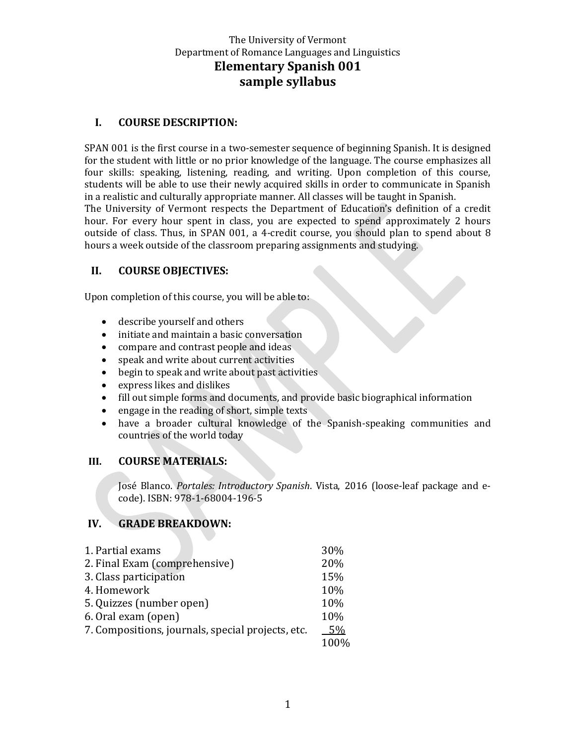The University of Vermont
Department of Romance Languages and Linguistics

# Elementary Spanish 001
# sample syllabus

## I. COURSE DESCRIPTION:

SPAN 001 is the first course in a two-semester sequence of beginning Spanish. It is designed for the student with little or no prior knowledge of the language. The course emphasizes all four skills: speaking, listening, reading, and writing. Upon completion of this course, students will be able to use their newly acquired skills in order to communicate in Spanish in a realistic and culturally appropriate manner. All classes will be taught in Spanish.
The University of Vermont respects the Department of Education's definition of a credit hour. For every hour spent in class, you are expected to spend approximately 2 hours outside of class. Thus, in SPAN 001, a 4-credit course, you should plan to spend about 8 hours a week outside of the classroom preparing assignments and studying.

## II. COURSE OBJECTIVES:

Upon completion of this course, you will be able to:

- describe yourself and others
- initiate and maintain a basic conversation
- compare and contrast people and ideas
- speak and write about current activities
- begin to speak and write about past activities
- express likes and dislikes
- fill out simple forms and documents, and provide basic biographical information
- engage in the reading of short, simple texts
- have a broader cultural knowledge of the Spanish-speaking communities and countries of the world today

## III. COURSE MATERIALS:

José Blanco. *Portales: Introductory Spanish*. Vista, 2016 (loose-leaf package and e-code). ISBN: 978-1-68004-196-5

## IV. GRADE BREAKDOWN:

| | |
|---|---|
| 1. Partial exams | 30% |
| 2. Final Exam (comprehensive) | 20% |
| 3. Class participation | 15% |
| 4. Homework | 10% |
| 5. Quizzes (number open) | 10% |
| 6. Oral exam (open) | 10% |
| 7. Compositions, journals, special projects, etc. | 5% |
| | 100% |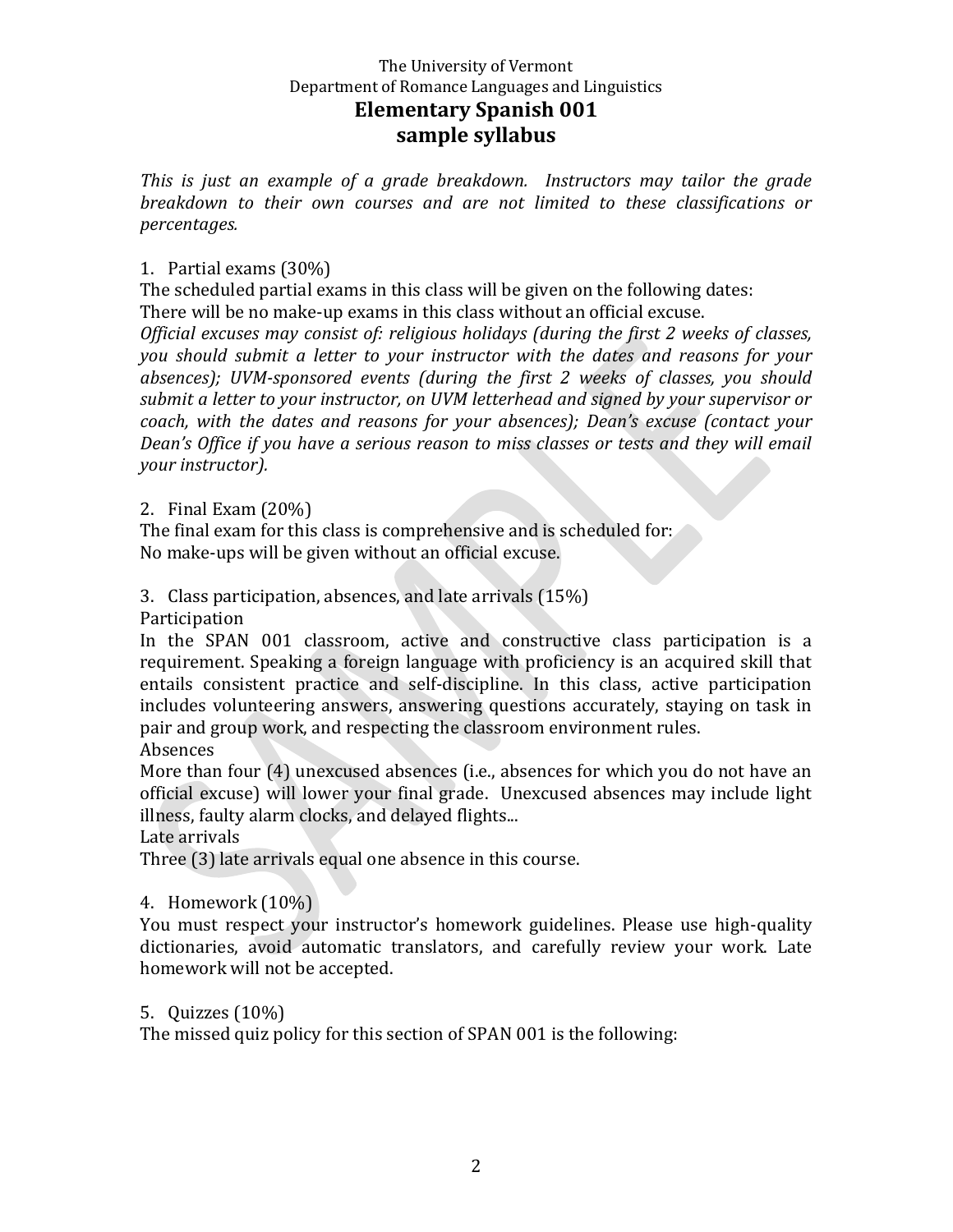The University of Vermont
Department of Romance Languages and Linguistics

# Elementary Spanish 001
## sample syllabus

*This is just an example of a grade breakdown. Instructors may tailor the grade breakdown to their own courses and are not limited to these classifications or percentages.*

1. Partial exams (30%)

The scheduled partial exams in this class will be given on the following dates:
There will be no make-up exams in this class without an official excuse.
*Official excuses may consist of: religious holidays (during the first 2 weeks of classes, you should submit a letter to your instructor with the dates and reasons for your absences); UVM-sponsored events (during the first 2 weeks of classes, you should submit a letter to your instructor, on UVM letterhead and signed by your supervisor or coach, with the dates and reasons for your absences); Dean's excuse (contact your Dean's Office if you have a serious reason to miss classes or tests and they will email your instructor).*

2. Final Exam (20%)

The final exam for this class is comprehensive and is scheduled for:
No make-ups will be given without an official excuse.

3. Class participation, absences, and late arrivals (15%)

Participation
In the SPAN 001 classroom, active and constructive class participation is a requirement. Speaking a foreign language with proficiency is an acquired skill that entails consistent practice and self-discipline. In this class, active participation includes volunteering answers, answering questions accurately, staying on task in pair and group work, and respecting the classroom environment rules.
Absences
More than four (4) unexcused absences (i.e., absences for which you do not have an official excuse) will lower your final grade. Unexcused absences may include light illness, faulty alarm clocks, and delayed flights...
Late arrivals
Three (3) late arrivals equal one absence in this course.

4. Homework (10%)

You must respect your instructor's homework guidelines. Please use high-quality dictionaries, avoid automatic translators, and carefully review your work. Late homework will not be accepted.

5. Quizzes (10%)

The missed quiz policy for this section of SPAN 001 is the following: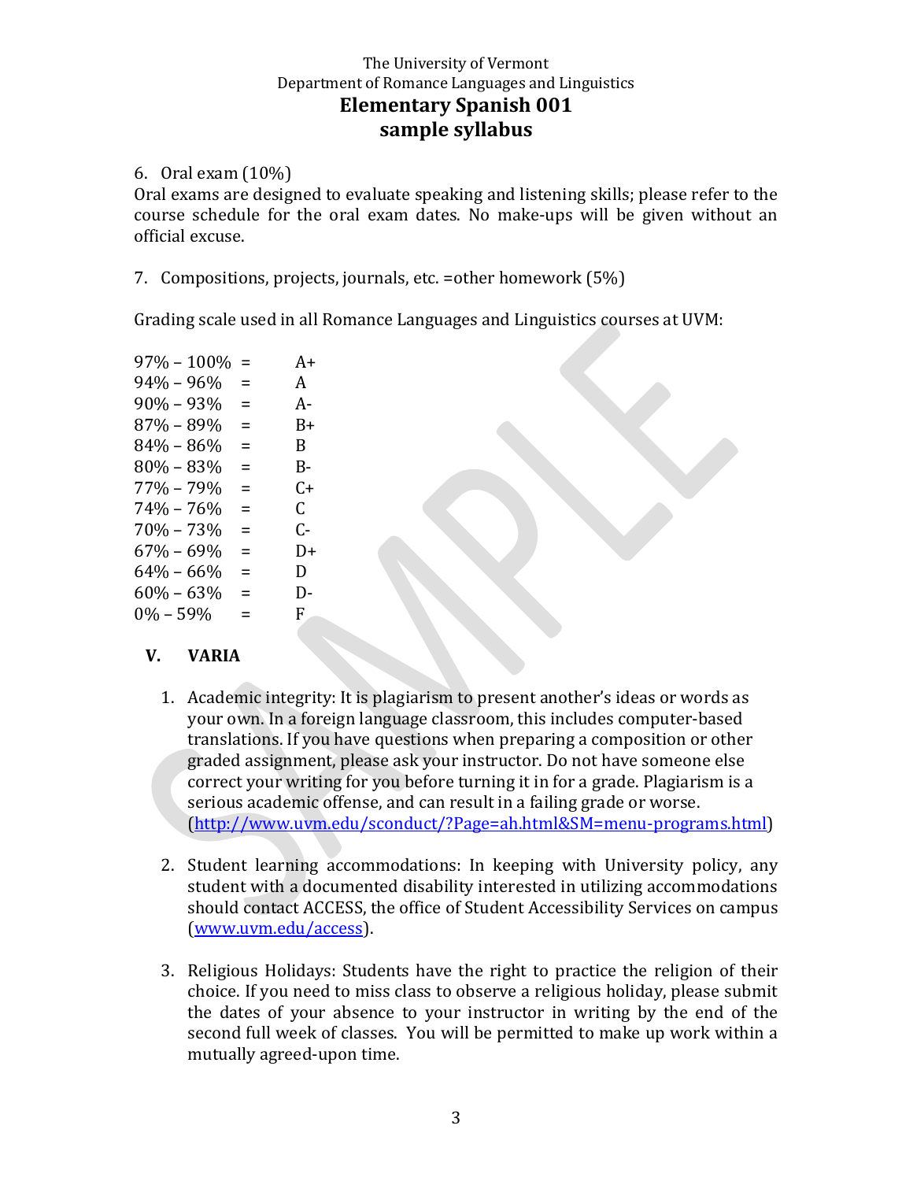6. Oral exam (10%)

Oral exams are designed to evaluate speaking and listening skills; please refer to the course schedule for the oral exam dates. No make-ups will be given without an official excuse.

7. Compositions, projects, journals, etc. =other homework (5%)

Grading scale used in all Romance Languages and Linguistics courses at UVM:

| | | |
|---|---|---|
| 97% – 100% | = | A+ |
| 94% – 96% | = | A |
| 90% – 93% | = | A- |
| 87% – 89% | = | B+ |
| 84% – 86% | = | B |
| 80% – 83% | = | B- |
| 77% – 79% | = | C+ |
| 74% – 76% | = | C |
| 70% – 73% | = | C- |
| 67% – 69% | = | D+ |
| 64% – 66% | = | D |
| 60% – 63% | = | D- |
| 0% – 59% | = | F |

## V. VARIA

1. Academic integrity: It is plagiarism to present another's ideas or words as your own. In a foreign language classroom, this includes computer-based translations. If you have questions when preparing a composition or other graded assignment, please ask your instructor. Do not have someone else correct your writing for you before turning it in for a grade. Plagiarism is a serious academic offense, and can result in a failing grade or worse. (http://www.uvm.edu/sconduct/?Page=ah.html&SM=menu-programs.html)

2. Student learning accommodations: In keeping with University policy, any student with a documented disability interested in utilizing accommodations should contact ACCESS, the office of Student Accessibility Services on campus (www.uvm.edu/access).

3. Religious Holidays: Students have the right to practice the religion of their choice. If you need to miss class to observe a religious holiday, please submit the dates of your absence to your instructor in writing by the end of the second full week of classes. You will be permitted to make up work within a mutually agreed-upon time.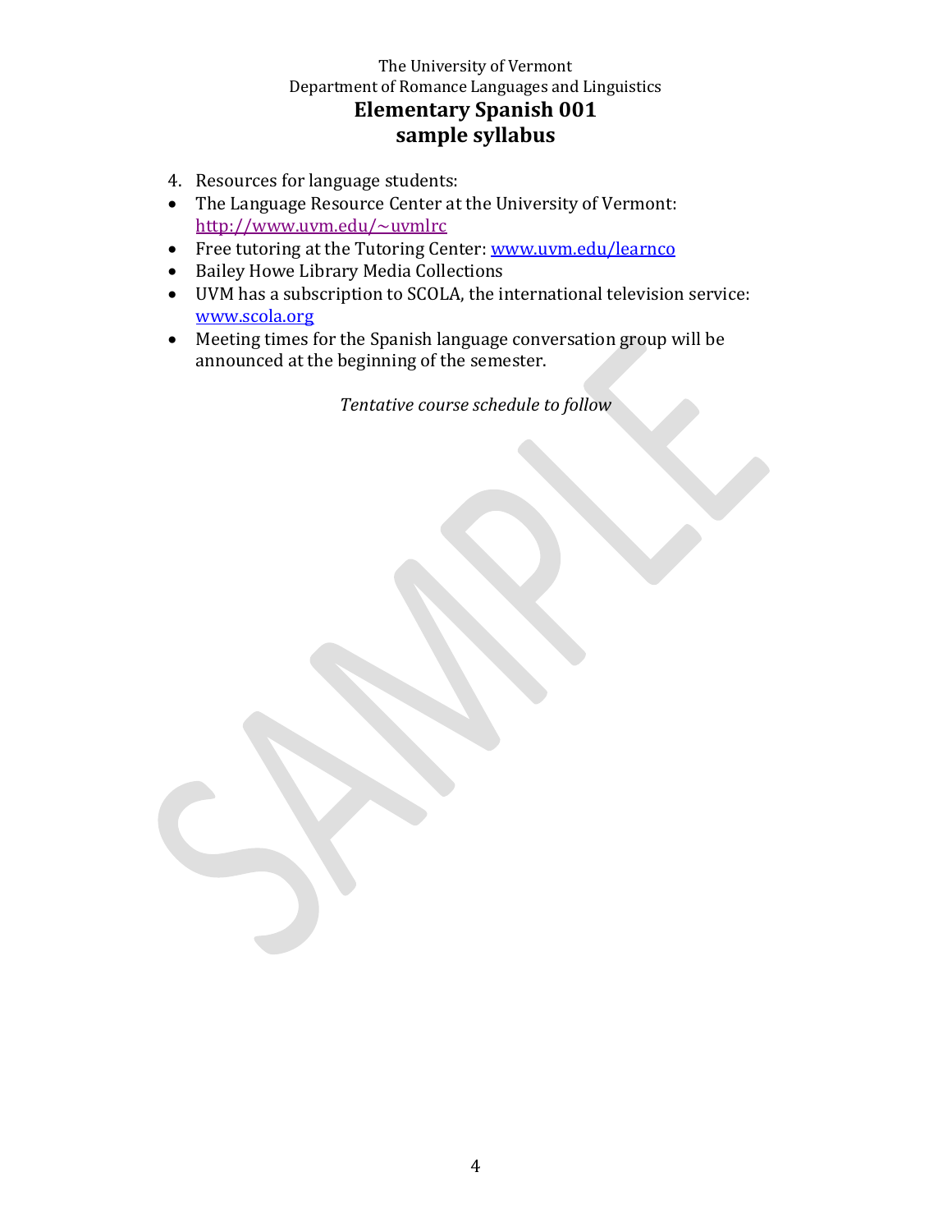The University of Vermont
Department of Romance Languages and Linguistics

# Elementary Spanish 001
# sample syllabus

4. Resources for language students:

- The Language Resource Center at the University of Vermont: http://www.uvm.edu/~uvmlrc
- Free tutoring at the Tutoring Center: www.uvm.edu/learnco
- Bailey Howe Library Media Collections
- UVM has a subscription to SCOLA, the international television service: www.scola.org
- Meeting times for the Spanish language conversation group will be announced at the beginning of the semester.

*Tentative course schedule to follow*